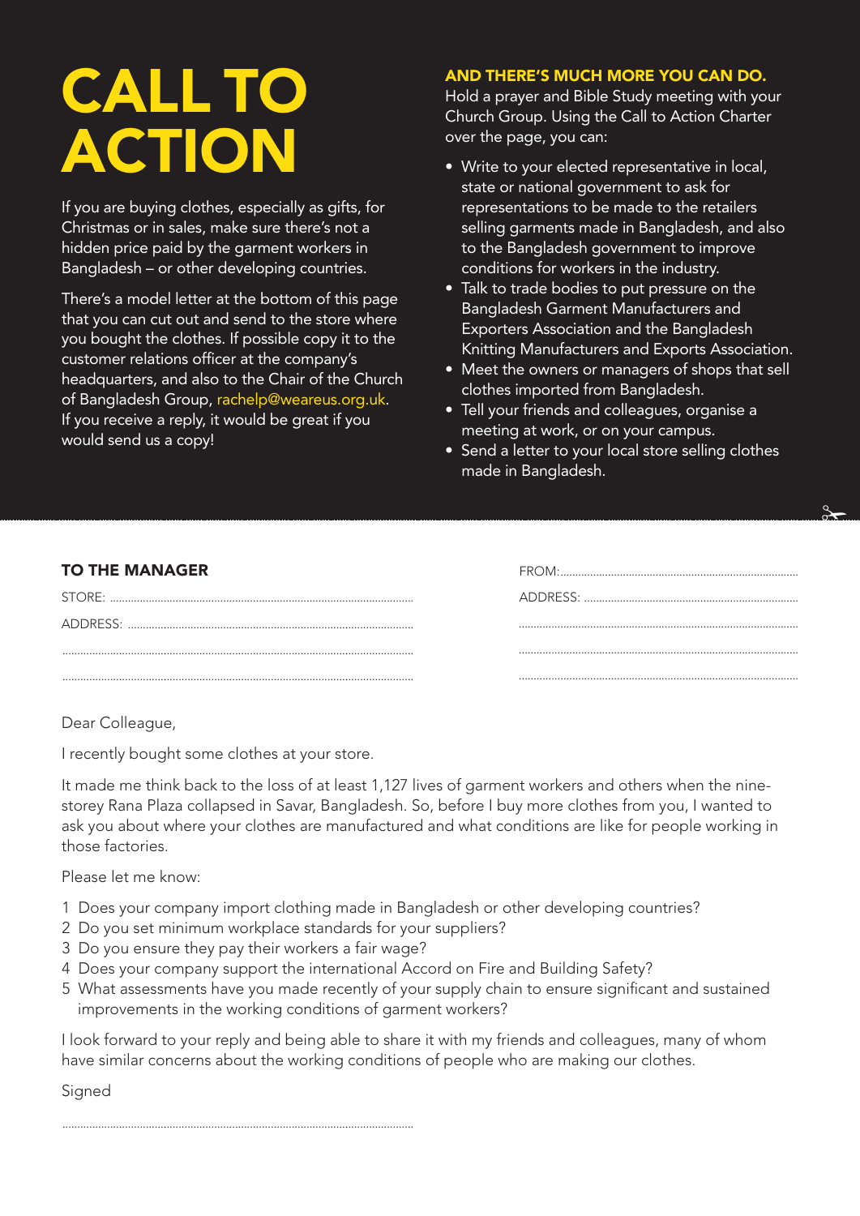# CALL TO ACTION

If you are buying clothes, especially as gifts, for Christmas or in sales, make sure there's not a hidden price paid by the garment workers in Bangladesh – or other developing countries.

There's a model letter at the bottom of this page that you can cut out and send to the store where you bought the clothes. If possible copy it to the customer relations officer at the company's headquarters, and also to the Chair of the Church of Bangladesh Group, rachelp@weareus.org.uk. If you receive a reply, it would be great if you would send us a copy!

**AND THERE'S MUCH MORE YOU CAN DO.**

Hold a prayer and Bible Study meeting with your Church Group. Using the Call to Action Charter over the page, you can:

- Write to your elected representative in local, state or national government to ask for representations to be made to the retailers selling garments made in Bangladesh, and also to the Bangladesh government to improve conditions for workers in the industry.
- Talk to trade bodies to put pressure on the Bangladesh Garment Manufacturers and Exporters Association and the Bangladesh Knitting Manufacturers and Exports Association.
- Meet the owners or managers of shops that sell clothes imported from Bangladesh.
- Tell your friends and colleagues, organise a meeting at work, or on your campus.
- Send a letter to your local store selling clothes made in Bangladesh.

---

**TO THE MANAGER**

STORE: ..........................................................

ADDRESS: ..........................................................

..........................................................

..........................................................

FROM: ..........................................................

ADDRESS: ..........................................................

..........................................................

..........................................................

..........................................................

Dear Colleague,

I recently bought some clothes at your store.

It made me think back to the loss of at least 1,127 lives of garment workers and others when the nine-storey Rana Plaza collapsed in Savar, Bangladesh. So, before I buy more clothes from you, I wanted to ask you about where your clothes are manufactured and what conditions are like for people working in those factories.

Please let me know:

1. Does your company import clothing made in Bangladesh or other developing countries?
2. Do you set minimum workplace standards for your suppliers?
3. Do you ensure they pay their workers a fair wage?
4. Does your company support the international Accord on Fire and Building Safety?
5. What assessments have you made recently of your supply chain to ensure significant and sustained improvements in the working conditions of garment workers?

I look forward to your reply and being able to share it with my friends and colleagues, many of whom have similar concerns about the working conditions of people who are making our clothes.

Signed

..........................................................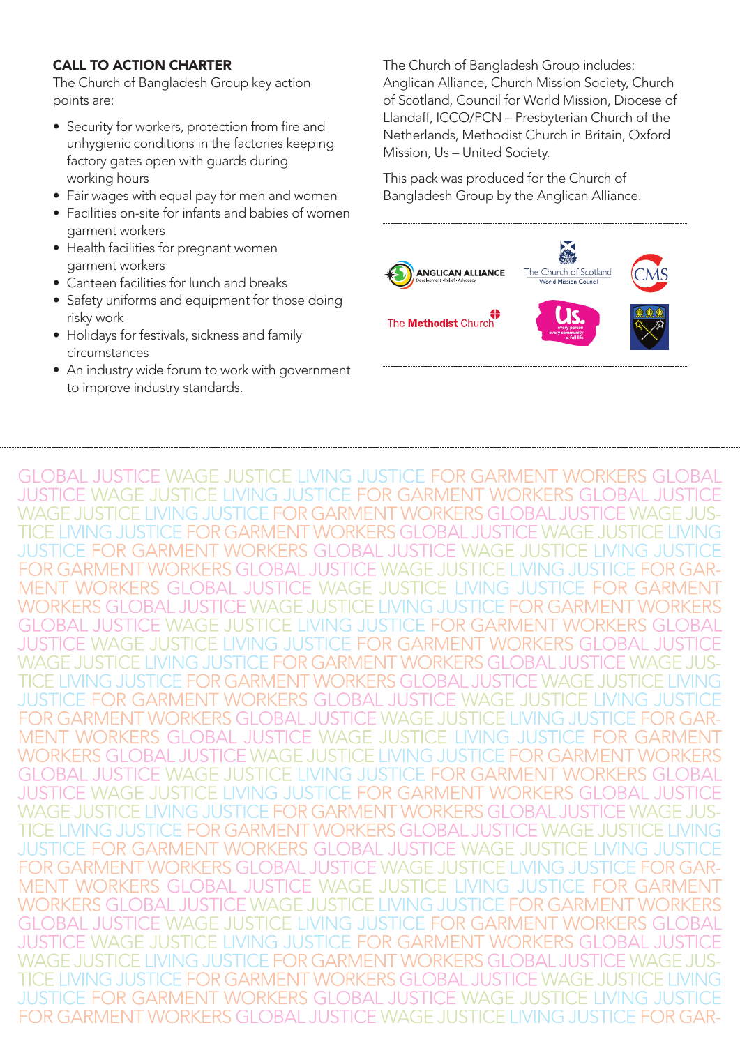**CALL TO ACTION CHARTER**

The Church of Bangladesh Group key action points are:

- Security for workers, protection from fire and unhygienic conditions in the factories keeping factory gates open with guards during working hours
- Fair wages with equal pay for men and women
- Facilities on-site for infants and babies of women garment workers
- Health facilities for pregnant women garment workers
- Canteen facilities for lunch and breaks
- Safety uniforms and equipment for those doing risky work
- Holidays for festivals, sickness and family circumstances
- An industry wide forum to work with government to improve industry standards.

The Church of Bangladesh Group includes: Anglican Alliance, Church Mission Society, Church of Scotland, Council for World Mission, Diocese of Llandaff, ICCO/PCN – Presbyterian Church of the Netherlands, Methodist Church in Britain, Oxford Mission, Us – United Society.

This pack was produced for the Church of Bangladesh Group by the Anglican Alliance.

ANGLICAN ALLIANCE
Development · Relief · Advocacy

The Church of Scotland
World Mission Council

CMS

The Methodist Church

Us.
every person
every community
a full life

GLOBAL JUSTICE WAGE JUSTICE LIVING JUSTICE FOR GARMENT WORKERS GLOBAL
JUSTICE WAGE JUSTICE LIVING JUSTICE FOR GARMENT WORKERS GLOBAL JUSTICE
WAGE JUSTICE LIVING JUSTICE FOR GARMENT WORKERS GLOBAL JUSTICE WAGE JUS-
TICE LIVING JUSTICE FOR GARMENT WORKERS GLOBAL JUSTICE WAGE JUSTICE LIVING
JUSTICE FOR GARMENT WORKERS GLOBAL JUSTICE WAGE JUSTICE LIVING JUSTICE
FOR GARMENT WORKERS GLOBAL JUSTICE WAGE JUSTICE LIVING JUSTICE FOR GAR-
MENT WORKERS GLOBAL JUSTICE WAGE JUSTICE LIVING JUSTICE FOR GARMENT
WORKERS GLOBAL JUSTICE WAGE JUSTICE LIVING JUSTICE FOR GARMENT WORKERS
GLOBAL JUSTICE WAGE JUSTICE LIVING JUSTICE FOR GARMENT WORKERS GLOBAL
JUSTICE WAGE JUSTICE LIVING JUSTICE FOR GARMENT WORKERS GLOBAL JUSTICE
WAGE JUSTICE LIVING JUSTICE FOR GARMENT WORKERS GLOBAL JUSTICE WAGE JUS-
TICE LIVING JUSTICE FOR GARMENT WORKERS GLOBAL JUSTICE WAGE JUSTICE LIVING
JUSTICE FOR GARMENT WORKERS GLOBAL JUSTICE WAGE JUSTICE LIVING JUSTICE
FOR GARMENT WORKERS GLOBAL JUSTICE WAGE JUSTICE LIVING JUSTICE FOR GAR-
MENT WORKERS GLOBAL JUSTICE WAGE JUSTICE LIVING JUSTICE FOR GARMENT
WORKERS GLOBAL JUSTICE WAGE JUSTICE LIVING JUSTICE FOR GARMENT WORKERS
GLOBAL JUSTICE WAGE JUSTICE LIVING JUSTICE FOR GARMENT WORKERS GLOBAL
JUSTICE WAGE JUSTICE LIVING JUSTICE FOR GARMENT WORKERS GLOBAL JUSTICE
WAGE JUSTICE LIVING JUSTICE FOR GARMENT WORKERS GLOBAL JUSTICE WAGE JUS-
TICE LIVING JUSTICE FOR GARMENT WORKERS GLOBAL JUSTICE WAGE JUSTICE LIVING
JUSTICE FOR GARMENT WORKERS GLOBAL JUSTICE WAGE JUSTICE LIVING JUSTICE
FOR GARMENT WORKERS GLOBAL JUSTICE WAGE JUSTICE LIVING JUSTICE FOR GAR-
MENT WORKERS GLOBAL JUSTICE WAGE JUSTICE LIVING JUSTICE FOR GARMENT
WORKERS GLOBAL JUSTICE WAGE JUSTICE LIVING JUSTICE FOR GARMENT WORKERS
GLOBAL JUSTICE WAGE JUSTICE LIVING JUSTICE FOR GARMENT WORKERS GLOBAL
JUSTICE WAGE JUSTICE LIVING JUSTICE FOR GARMENT WORKERS GLOBAL JUSTICE
WAGE JUSTICE LIVING JUSTICE FOR GARMENT WORKERS GLOBAL JUSTICE WAGE JUS-
TICE LIVING JUSTICE FOR GARMENT WORKERS GLOBAL JUSTICE WAGE JUSTICE LIVING
JUSTICE FOR GARMENT WORKERS GLOBAL JUSTICE WAGE JUSTICE LIVING JUSTICE
FOR GARMENT WORKERS GLOBAL JUSTICE WAGE JUSTICE LIVING JUSTICE FOR GAR-